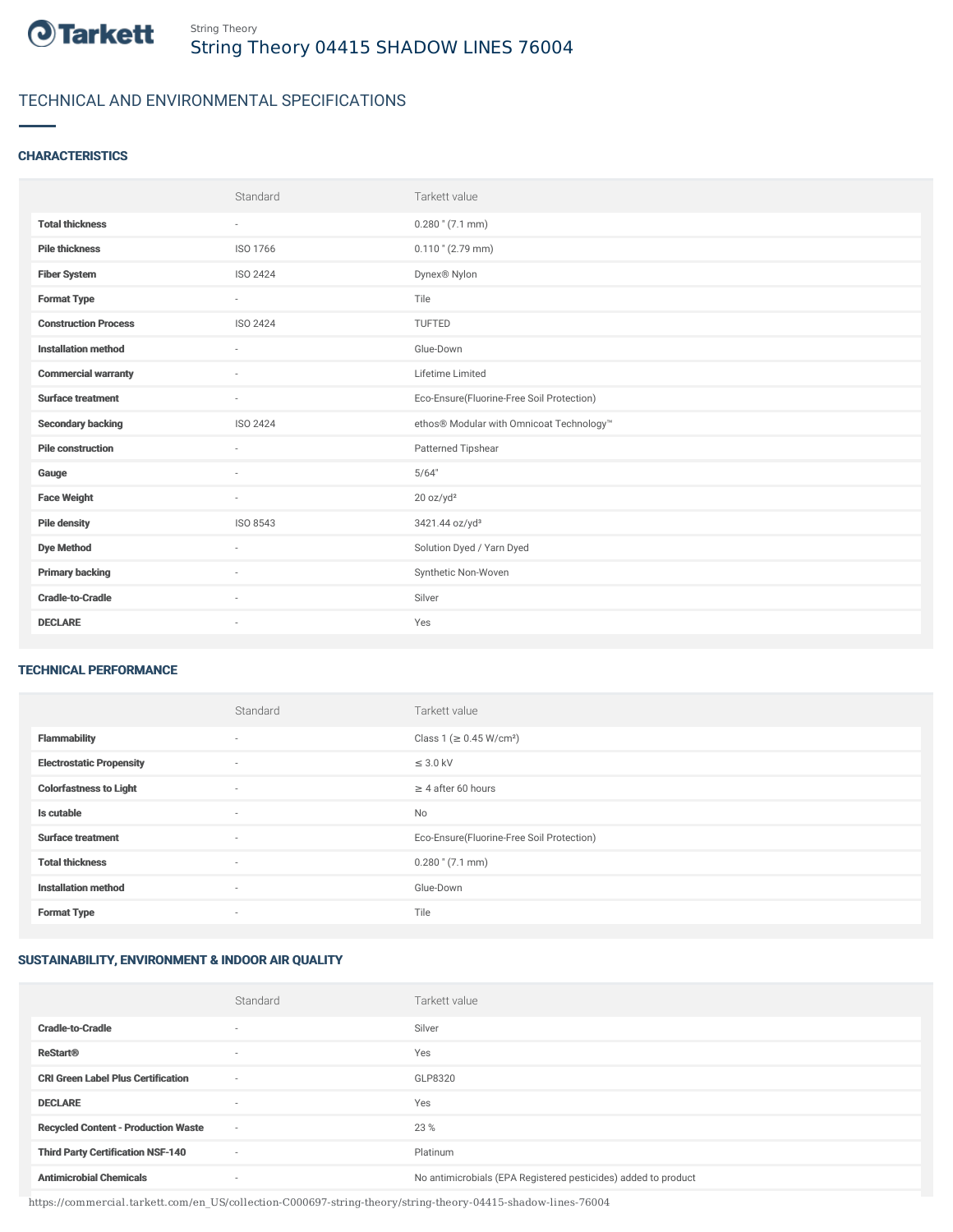String Theory

# String Theory 04415 SHADOW LINES 76004

## TECHNICAL AND ENVIRONMENTAL SPECIFICATIONS

### CHARACTERISTICS

| | Standard | Tarkett value |
|---|---|---|
| **Total thickness** | - | 0.280 " (7.1 mm) |
| **Pile thickness** | ISO 1766 | 0.110 " (2.79 mm) |
| **Fiber System** | ISO 2424 | Dynex® Nylon |
| **Format Type** | - | Tile |
| **Construction Process** | ISO 2424 | TUFTED |
| **Installation method** | - | Glue-Down |
| **Commercial warranty** | - | Lifetime Limited |
| **Surface treatment** | - | Eco-Ensure(Fluorine-Free Soil Protection) |
| **Secondary backing** | ISO 2424 | ethos® Modular with Omnicoat Technology™ |
| **Pile construction** | - | Patterned Tipshear |
| **Gauge** | - | 5/64" |
| **Face Weight** | - | 20 oz/yd² |
| **Pile density** | ISO 8543 | 3421.44 oz/yd³ |
| **Dye Method** | - | Solution Dyed / Yarn Dyed |
| **Primary backing** | - | Synthetic Non-Woven |
| **Cradle-to-Cradle** | - | Silver |
| **DECLARE** | - | Yes |

### TECHNICAL PERFORMANCE

| | Standard | Tarkett value |
|---|---|---|
| **Flammability** | - | Class 1 (≥ 0.45 W/cm²) |
| **Electrostatic Propensity** | - | ≤ 3.0 kV |
| **Colorfastness to Light** | - | ≥ 4 after 60 hours |
| **Is cutable** | - | No |
| **Surface treatment** | - | Eco-Ensure(Fluorine-Free Soil Protection) |
| **Total thickness** | - | 0.280 " (7.1 mm) |
| **Installation method** | - | Glue-Down |
| **Format Type** | - | Tile |

### SUSTAINABILITY, ENVIRONMENT & INDOOR AIR QUALITY

| | Standard | Tarkett value |
|---|---|---|
| **Cradle-to-Cradle** | - | Silver |
| **ReStart®** | - | Yes |
| **CRI Green Label Plus Certification** | - | GLP8320 |
| **DECLARE** | - | Yes |
| **Recycled Content - Production Waste** | - | 23 % |
| **Third Party Certification NSF-140** | - | Platinum |
| **Antimicrobial Chemicals** | - | No antimicrobials (EPA Registered pesticides) added to product |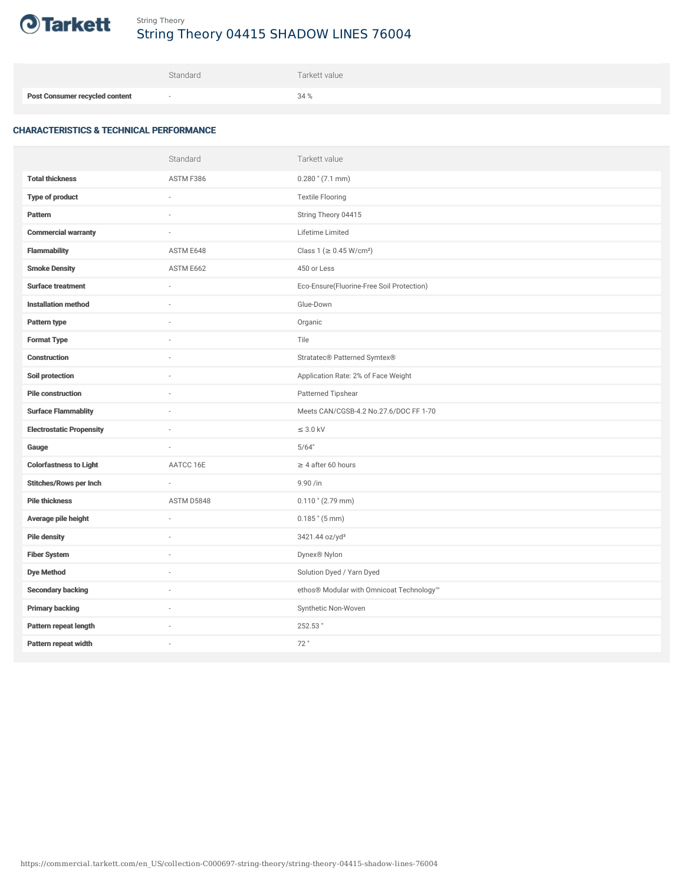String Theory

# String Theory 04415 SHADOW LINES 76004

| | Standard | Tarkett value |
| --- | --- | --- |
| **Post Consumer recycled content** | - | 34 % |

## CHARACTERISTICS & TECHNICAL PERFORMANCE

| | Standard | Tarkett value |
| --- | --- | --- |
| **Total thickness** | ASTM F386 | 0.280 " (7.1 mm) |
| **Type of product** | - | Textile Flooring |
| **Pattern** | - | String Theory 04415 |
| **Commercial warranty** | - | Lifetime Limited |
| **Flammability** | ASTM E648 | Class 1 (≥ 0.45 W/cm²) |
| **Smoke Density** | ASTM E662 | 450 or Less |
| **Surface treatment** | - | Eco-Ensure(Fluorine-Free Soil Protection) |
| **Installation method** | - | Glue-Down |
| **Pattern type** | - | Organic |
| **Format Type** | - | Tile |
| **Construction** | - | Stratatec® Patterned Symtex® |
| **Soil protection** | - | Application Rate: 2% of Face Weight |
| **Pile construction** | - | Patterned Tipshear |
| **Surface Flammablity** | - | Meets CAN/CGSB-4.2 No.27.6/DOC FF 1-70 |
| **Electrostatic Propensity** | - | ≤ 3.0 kV |
| **Gauge** | - | 5/64" |
| **Colorfastness to Light** | AATCC 16E | ≥ 4 after 60 hours |
| **Stitches/Rows per Inch** | - | 9.90 /in |
| **Pile thickness** | ASTM D5848 | 0.110 " (2.79 mm) |
| **Average pile height** | - | 0.185 " (5 mm) |
| **Pile density** | - | 3421.44 oz/yd³ |
| **Fiber System** | - | Dynex® Nylon |
| **Dye Method** | - | Solution Dyed / Yarn Dyed |
| **Secondary backing** | - | ethos® Modular with Omnicoat Technology™ |
| **Primary backing** | - | Synthetic Non-Woven |
| **Pattern repeat length** | - | 252.53 " |
| **Pattern repeat width** | - | 72 " |

https://commercial.tarkett.com/en_US/collection-C000697-string-theory/string-theory-04415-shadow-lines-76004